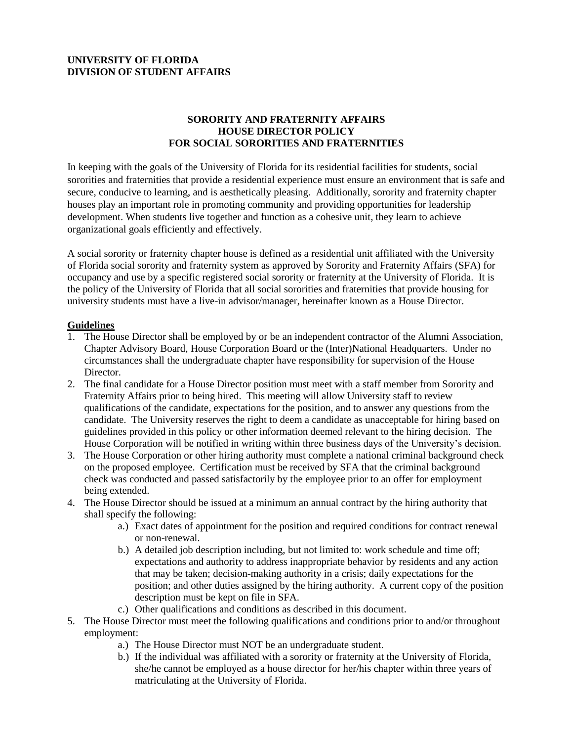**UNIVERSITY OF FLORIDA**
**DIVISION OF STUDENT AFFAIRS**

# SORORITY AND FRATERNITY AFFAIRS
# HOUSE DIRECTOR POLICY
# FOR SOCIAL SORORITIES AND FRATERNITIES

In keeping with the goals of the University of Florida for its residential facilities for students, social sororities and fraternities that provide a residential experience must ensure an environment that is safe and secure, conducive to learning, and is aesthetically pleasing. Additionally, sorority and fraternity chapter houses play an important role in promoting community and providing opportunities for leadership development. When students live together and function as a cohesive unit, they learn to achieve organizational goals efficiently and effectively.

A social sorority or fraternity chapter house is defined as a residential unit affiliated with the University of Florida social sorority and fraternity system as approved by Sorority and Fraternity Affairs (SFA) for occupancy and use by a specific registered social sorority or fraternity at the University of Florida. It is the policy of the University of Florida that all social sororities and fraternities that provide housing for university students must have a live-in advisor/manager, hereinafter known as a House Director.

## Guidelines

1. The House Director shall be employed by or be an independent contractor of the Alumni Association, Chapter Advisory Board, House Corporation Board or the (Inter)National Headquarters. Under no circumstances shall the undergraduate chapter have responsibility for supervision of the House Director.
2. The final candidate for a House Director position must meet with a staff member from Sorority and Fraternity Affairs prior to being hired. This meeting will allow University staff to review qualifications of the candidate, expectations for the position, and to answer any questions from the candidate. The University reserves the right to deem a candidate as unacceptable for hiring based on guidelines provided in this policy or other information deemed relevant to the hiring decision. The House Corporation will be notified in writing within three business days of the University's decision.
3. The House Corporation or other hiring authority must complete a national criminal background check on the proposed employee. Certification must be received by SFA that the criminal background check was conducted and passed satisfactorily by the employee prior to an offer for employment being extended.
4. The House Director should be issued at a minimum an annual contract by the hiring authority that shall specify the following:
   - a.) Exact dates of appointment for the position and required conditions for contract renewal or non-renewal.
   - b.) A detailed job description including, but not limited to: work schedule and time off; expectations and authority to address inappropriate behavior by residents and any action that may be taken; decision-making authority in a crisis; daily expectations for the position; and other duties assigned by the hiring authority. A current copy of the position description must be kept on file in SFA.
   - c.) Other qualifications and conditions as described in this document.
5. The House Director must meet the following qualifications and conditions prior to and/or throughout employment:
   - a.) The House Director must NOT be an undergraduate student.
   - b.) If the individual was affiliated with a sorority or fraternity at the University of Florida, she/he cannot be employed as a house director for her/his chapter within three years of matriculating at the University of Florida.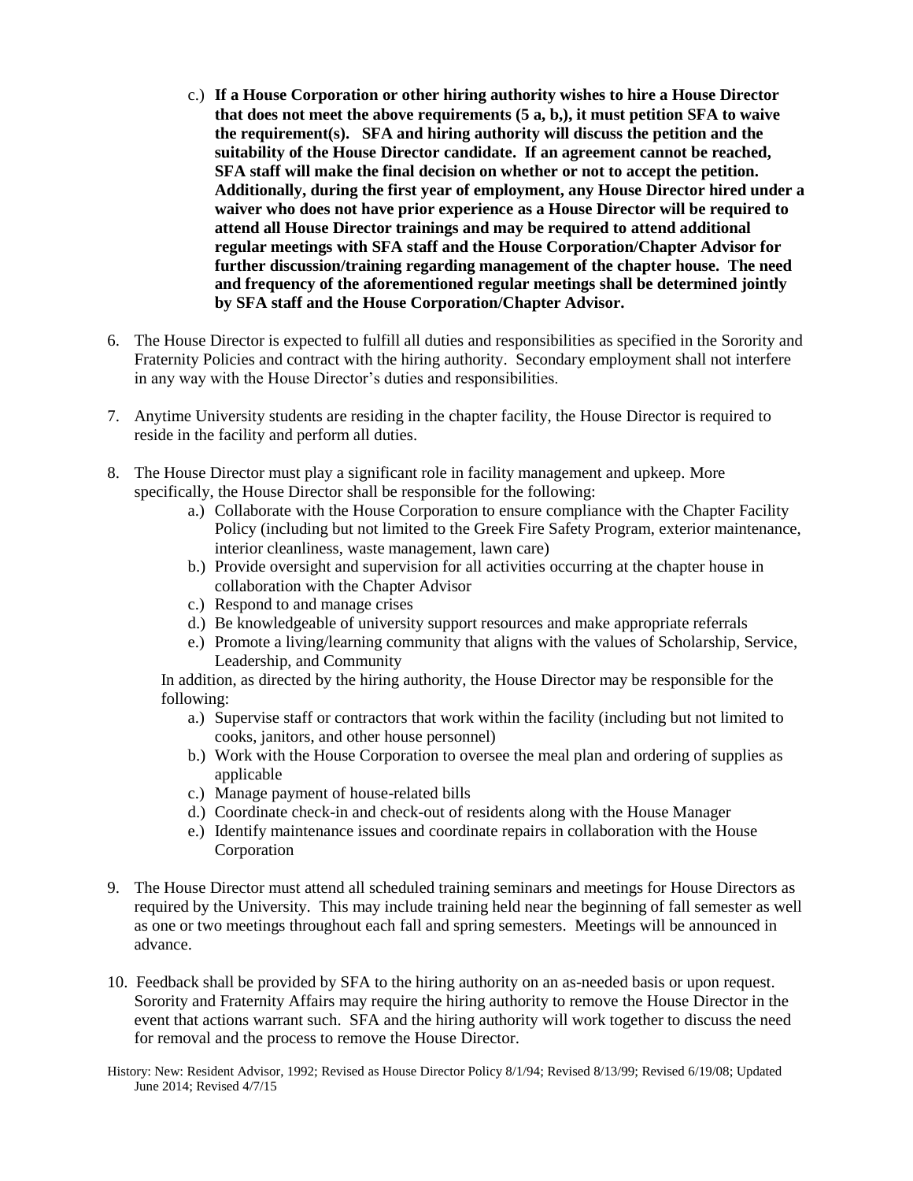c.) **If a House Corporation or other hiring authority wishes to hire a House Director that does not meet the above requirements (5 a, b,), it must petition SFA to waive the requirement(s). SFA and hiring authority will discuss the petition and the suitability of the House Director candidate. If an agreement cannot be reached, SFA staff will make the final decision on whether or not to accept the petition. Additionally, during the first year of employment, any House Director hired under a waiver who does not have prior experience as a House Director will be required to attend all House Director trainings and may be required to attend additional regular meetings with SFA staff and the House Corporation/Chapter Advisor for further discussion/training regarding management of the chapter house. The need and frequency of the aforementioned regular meetings shall be determined jointly by SFA staff and the House Corporation/Chapter Advisor.**

6. The House Director is expected to fulfill all duties and responsibilities as specified in the Sorority and Fraternity Policies and contract with the hiring authority. Secondary employment shall not interfere in any way with the House Director's duties and responsibilities.

7. Anytime University students are residing in the chapter facility, the House Director is required to reside in the facility and perform all duties.

8. The House Director must play a significant role in facility management and upkeep. More specifically, the House Director shall be responsible for the following:
   a.) Collaborate with the House Corporation to ensure compliance with the Chapter Facility Policy (including but not limited to the Greek Fire Safety Program, exterior maintenance, interior cleanliness, waste management, lawn care)
   b.) Provide oversight and supervision for all activities occurring at the chapter house in collaboration with the Chapter Advisor
   c.) Respond to and manage crises
   d.) Be knowledgeable of university support resources and make appropriate referrals
   e.) Promote a living/learning community that aligns with the values of Scholarship, Service, Leadership, and Community

   In addition, as directed by the hiring authority, the House Director may be responsible for the following:
   a.) Supervise staff or contractors that work within the facility (including but not limited to cooks, janitors, and other house personnel)
   b.) Work with the House Corporation to oversee the meal plan and ordering of supplies as applicable
   c.) Manage payment of house-related bills
   d.) Coordinate check-in and check-out of residents along with the House Manager
   e.) Identify maintenance issues and coordinate repairs in collaboration with the House Corporation

9. The House Director must attend all scheduled training seminars and meetings for House Directors as required by the University. This may include training held near the beginning of fall semester as well as one or two meetings throughout each fall and spring semesters. Meetings will be announced in advance.

10. Feedback shall be provided by SFA to the hiring authority on an as-needed basis or upon request. Sorority and Fraternity Affairs may require the hiring authority to remove the House Director in the event that actions warrant such. SFA and the hiring authority will work together to discuss the need for removal and the process to remove the House Director.

History: New: Resident Advisor, 1992; Revised as House Director Policy 8/1/94; Revised 8/13/99; Revised 6/19/08; Updated June 2014; Revised 4/7/15